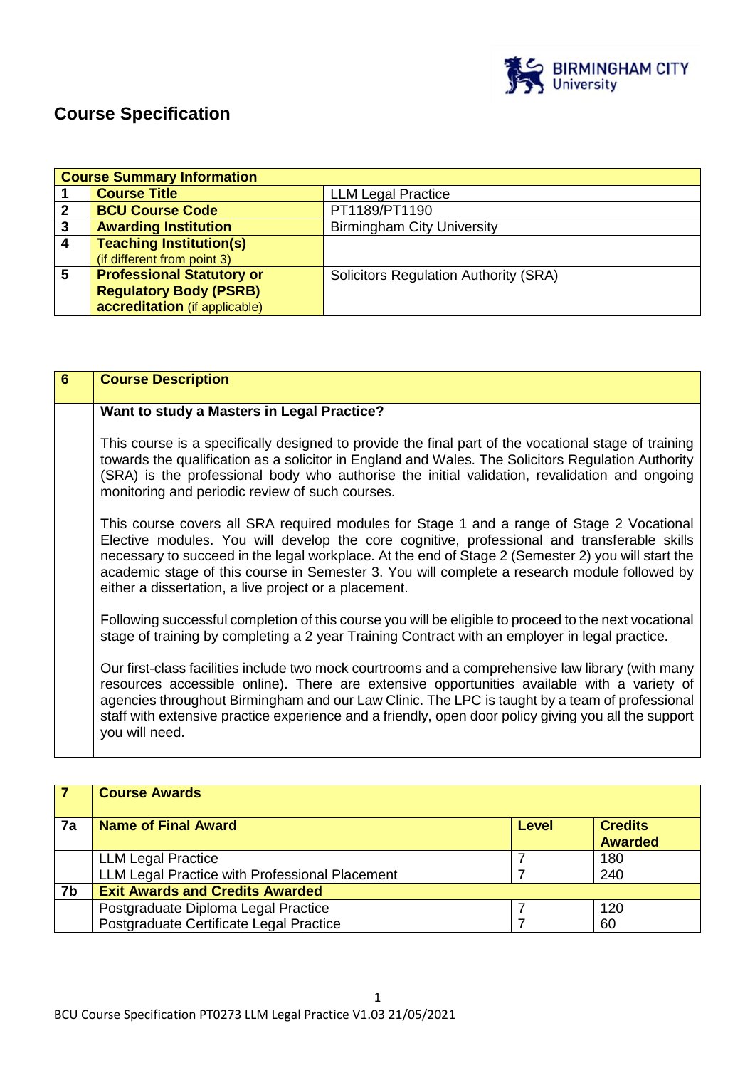# Course Specification

| Course Summary Information | | |
|---|---|---|
| 1 | **Course Title** | LLM Legal Practice |
| 2 | **BCU Course Code** | PT1189/PT1190 |
| 3 | **Awarding Institution** | Birmingham City University |
| 4 | **Teaching Institution(s)** (if different from point 3) | |
| 5 | **Professional Statutory or Regulatory Body (PSRB) accreditation** (if applicable) | Solicitors Regulation Authority (SRA) |

| 6 | Course Description |
|---|---|
| | **Want to study a Masters in Legal Practice?**<br><br>This course is a specifically designed to provide the final part of the vocational stage of training towards the qualification as a solicitor in England and Wales. The Solicitors Regulation Authority (SRA) is the professional body who authorise the initial validation, revalidation and ongoing monitoring and periodic review of such courses.<br><br>This course covers all SRA required modules for Stage 1 and a range of Stage 2 Vocational Elective modules. You will develop the core cognitive, professional and transferable skills necessary to succeed in the legal workplace. At the end of Stage 2 (Semester 2) you will start the academic stage of this course in Semester 3. You will complete a research module followed by either a dissertation, a live project or a placement.<br><br>Following successful completion of this course you will be eligible to proceed to the next vocational stage of training by completing a 2 year Training Contract with an employer in legal practice.<br><br>Our first-class facilities include two mock courtrooms and a comprehensive law library (with many resources accessible online). There are extensive opportunities available with a variety of agencies throughout Birmingham and our Law Clinic. The LPC is taught by a team of professional staff with extensive practice experience and a friendly, open door policy giving you all the support you will need. |

| 7 | Course Awards | | |
|---|---|---|---|
| **7a** | **Name of Final Award** | **Level** | **Credits Awarded** |
| | LLM Legal Practice | 7 | 180 |
| | LLM Legal Practice with Professional Placement | 7 | 240 |
| **7b** | **Exit Awards and Credits Awarded** | | |
| | Postgraduate Diploma Legal Practice | 7 | 120 |
| | Postgraduate Certificate Legal Practice | 7 | 60 |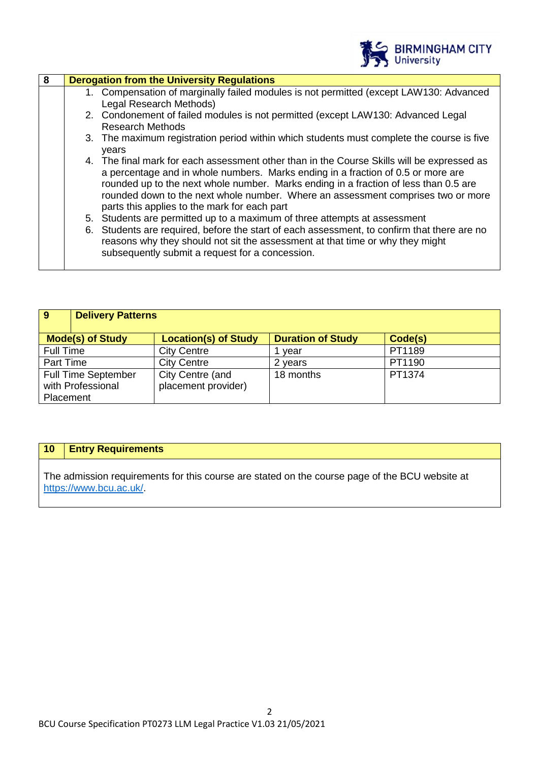## 8 Derogation from the University Regulations

1. Compensation of marginally failed modules is not permitted (except LAW130: Advanced Legal Research Methods)
2. Condonement of failed modules is not permitted (except LAW130: Advanced Legal Research Methods)
3. The maximum registration period within which students must complete the course is five years
4. The final mark for each assessment other than in the Course Skills will be expressed as a percentage and in whole numbers. Marks ending in a fraction of 0.5 or more are rounded up to the next whole number. Marks ending in a fraction of less than 0.5 are rounded down to the next whole number. Where an assessment comprises two or more parts this applies to the mark for each part
5. Students are permitted up to a maximum of three attempts at assessment
6. Students are required, before the start of each assessment, to confirm that there are no reasons why they should not sit the assessment at that time or why they might subsequently submit a request for a concession.

## 9 Delivery Patterns

| Mode(s) of Study | Location(s) of Study | Duration of Study | Code(s) |
|---|---|---|---|
| Full Time | City Centre | 1 year | PT1189 |
| Part Time | City Centre | 2 years | PT1190 |
| Full Time September with Professional Placement | City Centre (and placement provider) | 18 months | PT1374 |

## 10 Entry Requirements

The admission requirements for this course are stated on the course page of the BCU website at https://www.bcu.ac.uk/.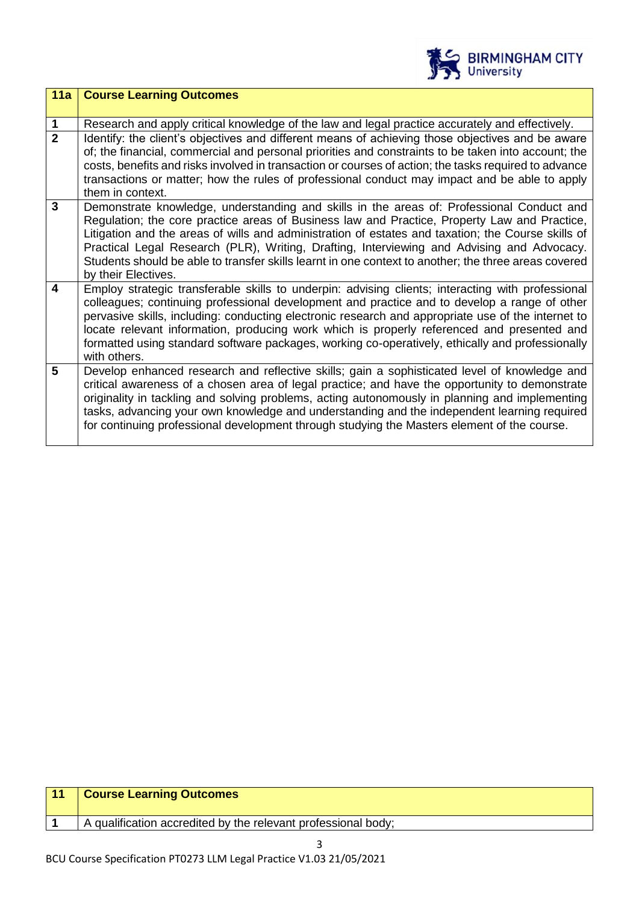| 11a | Course Learning Outcomes |
|---|---|
| 1 | Research and apply critical knowledge of the law and legal practice accurately and effectively. |
| 2 | Identify: the client's objectives and different means of achieving those objectives and be aware of; the financial, commercial and personal priorities and constraints to be taken into account; the costs, benefits and risks involved in transaction or courses of action; the tasks required to advance transactions or matter; how the rules of professional conduct may impact and be able to apply them in context. |
| 3 | Demonstrate knowledge, understanding and skills in the areas of: Professional Conduct and Regulation; the core practice areas of Business law and Practice, Property Law and Practice, Litigation and the areas of wills and administration of estates and taxation; the Course skills of Practical Legal Research (PLR), Writing, Drafting, Interviewing and Advising and Advocacy. Students should be able to transfer skills learnt in one context to another; the three areas covered by their Electives. |
| 4 | Employ strategic transferable skills to underpin: advising clients; interacting with professional colleagues; continuing professional development and practice and to develop a range of other pervasive skills, including: conducting electronic research and appropriate use of the internet to locate relevant information, producing work which is properly referenced and presented and formatted using standard software packages, working co-operatively, ethically and professionally with others. |
| 5 | Develop enhanced research and reflective skills; gain a sophisticated level of knowledge and critical awareness of a chosen area of legal practice; and have the opportunity to demonstrate originality in tackling and solving problems, acting autonomously in planning and implementing tasks, advancing your own knowledge and understanding and the independent learning required for continuing professional development through studying the Masters element of the course. |

| 11 | Course Learning Outcomes |
|---|---|
| 1 | A qualification accredited by the relevant professional body; |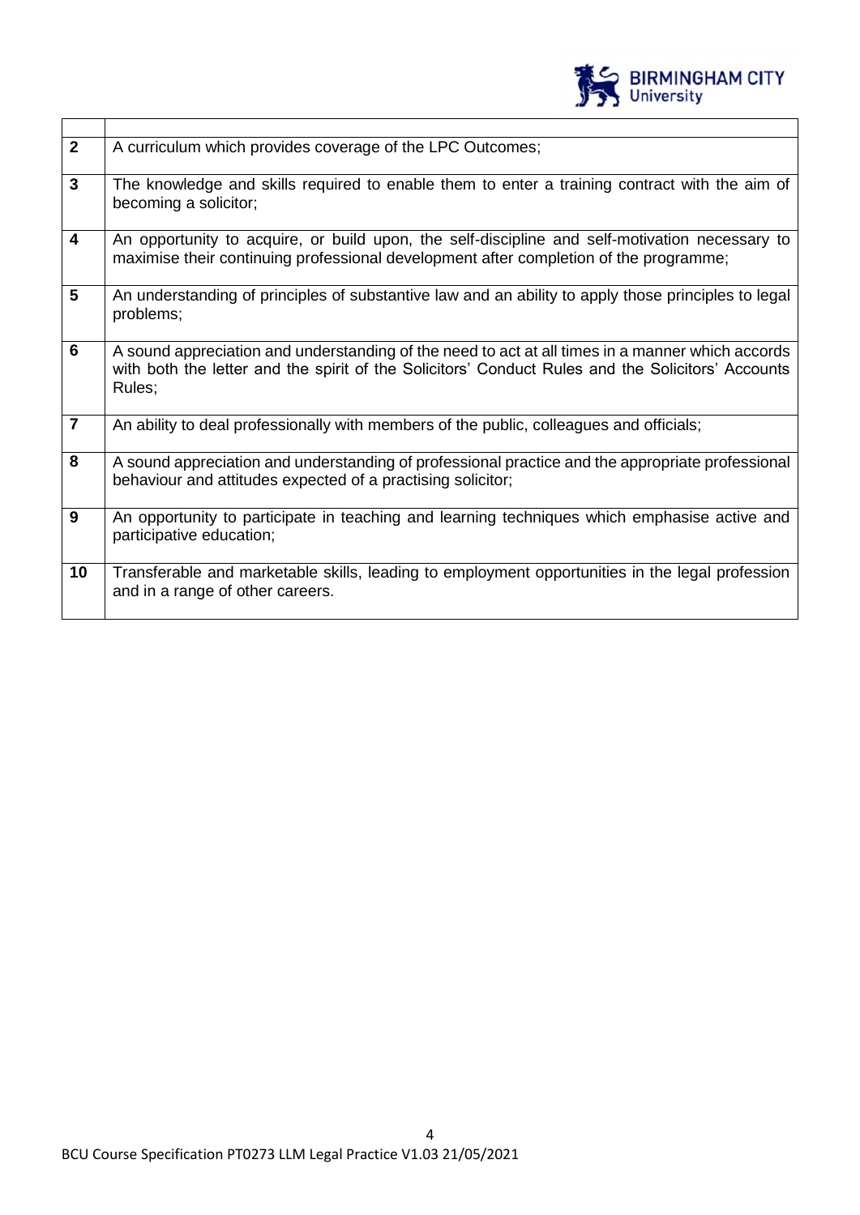| | |
|---|---|
| **2** | A curriculum which provides coverage of the LPC Outcomes; |
| **3** | The knowledge and skills required to enable them to enter a training contract with the aim of becoming a solicitor; |
| **4** | An opportunity to acquire, or build upon, the self-discipline and self-motivation necessary to maximise their continuing professional development after completion of the programme; |
| **5** | An understanding of principles of substantive law and an ability to apply those principles to legal problems; |
| **6** | A sound appreciation and understanding of the need to act at all times in a manner which accords with both the letter and the spirit of the Solicitors' Conduct Rules and the Solicitors' Accounts Rules; |
| **7** | An ability to deal professionally with members of the public, colleagues and officials; |
| **8** | A sound appreciation and understanding of professional practice and the appropriate professional behaviour and attitudes expected of a practising solicitor; |
| **9** | An opportunity to participate in teaching and learning techniques which emphasise active and participative education; |
| **10** | Transferable and marketable skills, leading to employment opportunities in the legal profession and in a range of other careers. |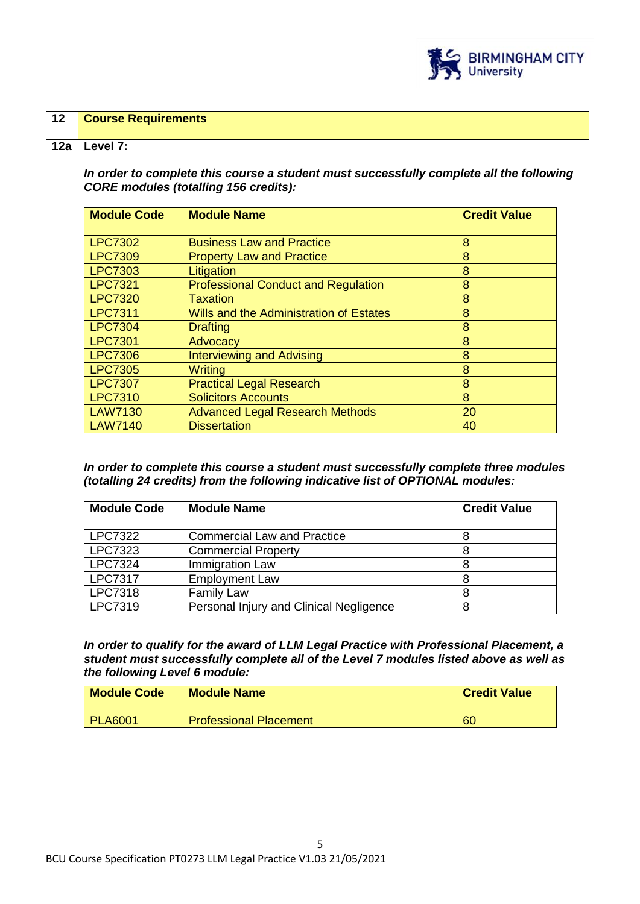## 12 Course Requirements

### 12a Level 7:

***In order to complete this course a student must successfully complete all the following CORE modules (totalling 156 credits):***

| Module Code | Module Name | Credit Value |
|---|---|---|
| LPC7302 | Business Law and Practice | 8 |
| LPC7309 | Property Law and Practice | 8 |
| LPC7303 | Litigation | 8 |
| LPC7321 | Professional Conduct and Regulation | 8 |
| LPC7320 | Taxation | 8 |
| LPC7311 | Wills and the Administration of Estates | 8 |
| LPC7304 | Drafting | 8 |
| LPC7301 | Advocacy | 8 |
| LPC7306 | Interviewing and Advising | 8 |
| LPC7305 | Writing | 8 |
| LPC7307 | Practical Legal Research | 8 |
| LPC7310 | Solicitors Accounts | 8 |
| LAW7130 | Advanced Legal Research Methods | 20 |
| LAW7140 | Dissertation | 40 |

***In order to complete this course a student must successfully complete three modules (totalling 24 credits) from the following indicative list of OPTIONAL modules:***

| Module Code | Module Name | Credit Value |
|---|---|---|
| LPC7322 | Commercial Law and Practice | 8 |
| LPC7323 | Commercial Property | 8 |
| LPC7324 | Immigration Law | 8 |
| LPC7317 | Employment Law | 8 |
| LPC7318 | Family Law | 8 |
| LPC7319 | Personal Injury and Clinical Negligence | 8 |

***In order to qualify for the award of LLM Legal Practice with Professional Placement, a student must successfully complete all of the Level 7 modules listed above as well as the following Level 6 module:***

| Module Code | Module Name | Credit Value |
|---|---|---|
| PLA6001 | Professional Placement | 60 |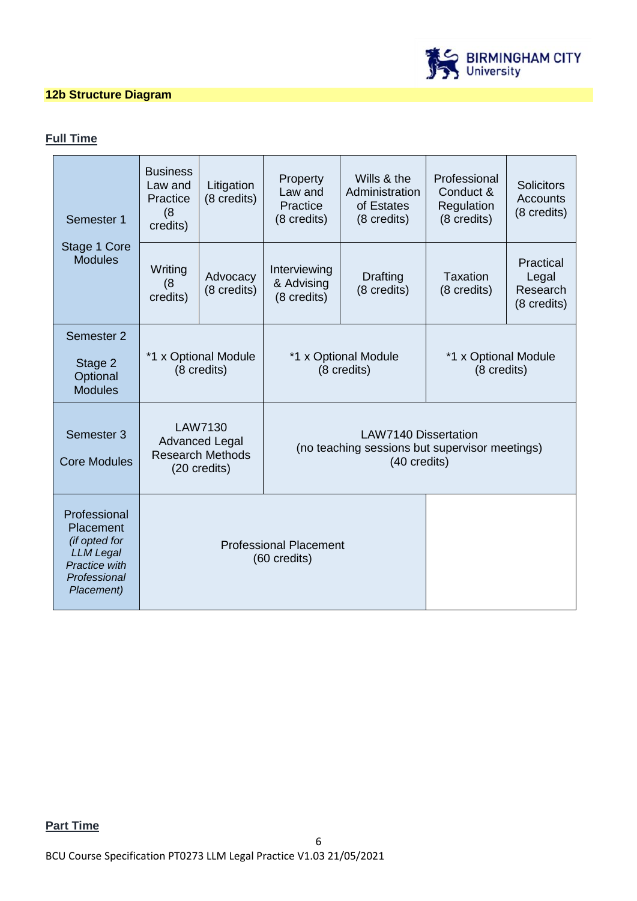## 12b Structure Diagram

**Full Time**

| | | | | | | |
|---|---|---|---|---|---|---|
| Semester 1<br><br>Stage 1 Core Modules | Business Law and Practice (8 credits) | Litigation (8 credits) | Property Law and Practice (8 credits) | Wills & the Administration of Estates (8 credits) | Professional Conduct & Regulation (8 credits) | Solicitors Accounts (8 credits) |
| | Writing (8 credits) | Advocacy (8 credits) | Interviewing & Advising (8 credits) | Drafting (8 credits) | Taxation (8 credits) | Practical Legal Research (8 credits) |
| Semester 2<br><br>Stage 2 Optional Modules | *1 x Optional Module (8 credits) | | *1 x Optional Module (8 credits) | | *1 x Optional Module (8 credits) | |
| Semester 3<br><br>Core Modules | LAW7130 Advanced Legal Research Methods (20 credits) | | LAW7140 Dissertation (no teaching sessions but supervisor meetings) (40 credits) | | | |
| Professional Placement *(if opted for LLM Legal Practice with Professional Placement)* | Professional Placement (60 credits) | | | | | |

**Part Time**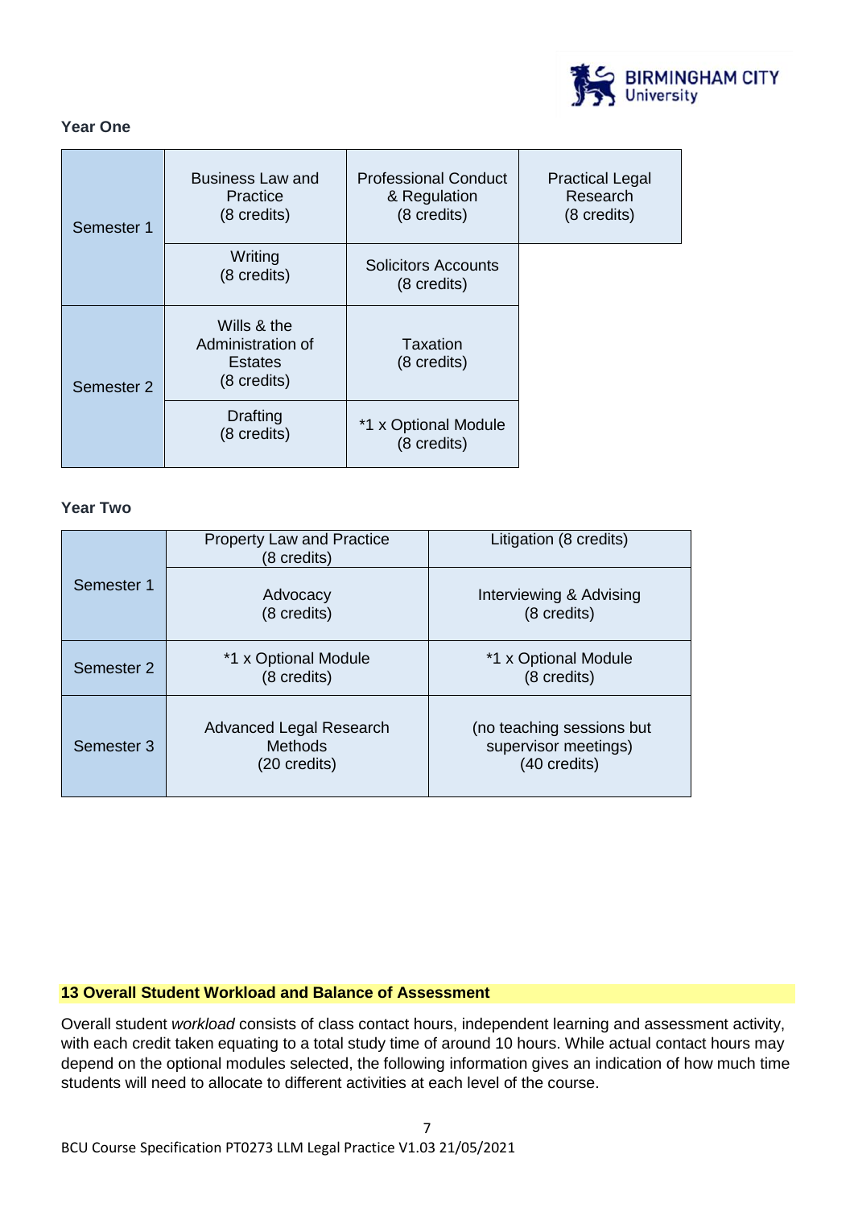**Year One**

| | | | |
|---|---|---|---|
| Semester 1 | Business Law and Practice (8 credits) | Professional Conduct & Regulation (8 credits) | Practical Legal Research (8 credits) |
| | Writing (8 credits) | Solicitors Accounts (8 credits) | |
| Semester 2 | Wills & the Administration of Estates (8 credits) | Taxation (8 credits) | |
| | Drafting (8 credits) | *1 x Optional Module (8 credits) | |

**Year Two**

| | | |
|---|---|---|
| Semester 1 | Property Law and Practice (8 credits) | Litigation (8 credits) |
| | Advocacy (8 credits) | Interviewing & Advising (8 credits) |
| Semester 2 | *1 x Optional Module (8 credits) | *1 x Optional Module (8 credits) |
| Semester 3 | Advanced Legal Research Methods (20 credits) | (no teaching sessions but supervisor meetings) (40 credits) |

## 13 Overall Student Workload and Balance of Assessment

Overall student *workload* consists of class contact hours, independent learning and assessment activity, with each credit taken equating to a total study time of around 10 hours. While actual contact hours may depend on the optional modules selected, the following information gives an indication of how much time students will need to allocate to different activities at each level of the course.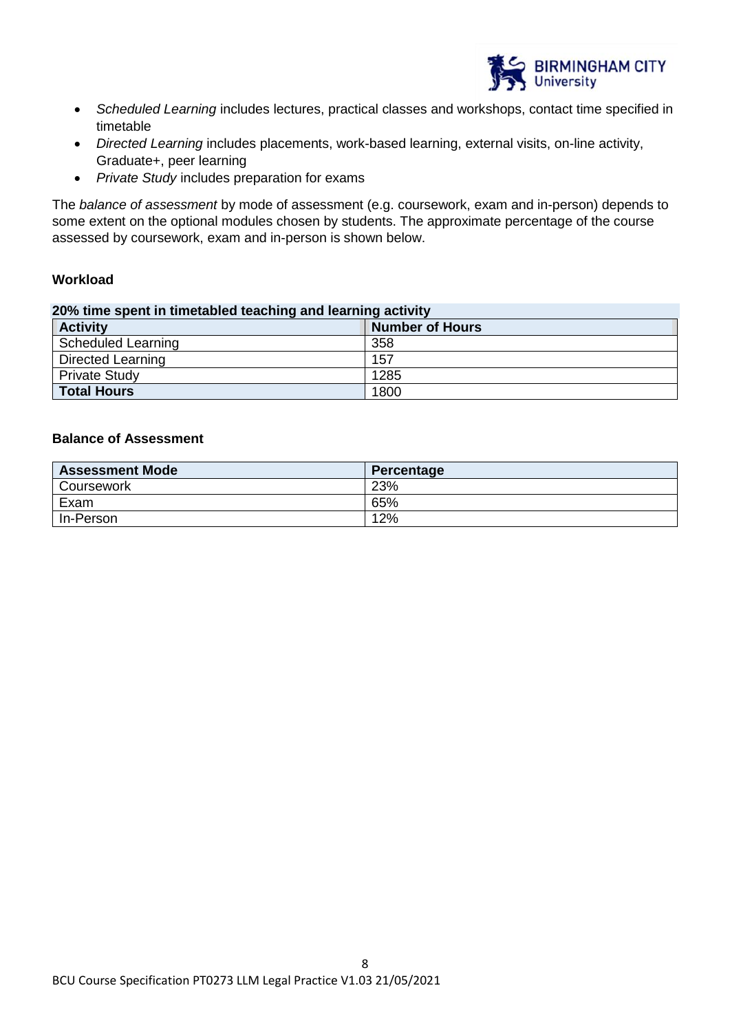- *Scheduled Learning* includes lectures, practical classes and workshops, contact time specified in timetable
- *Directed Learning* includes placements, work-based learning, external visits, on-line activity, Graduate+, peer learning
- *Private Study* includes preparation for exams

The *balance of assessment* by mode of assessment (e.g. coursework, exam and in-person) depends to some extent on the optional modules chosen by students. The approximate percentage of the course assessed by coursework, exam and in-person is shown below.

### Workload

**20% time spent in timetabled teaching and learning activity**

| Activity | Number of Hours |
|---|---|
| Scheduled Learning | 358 |
| Directed Learning | 157 |
| Private Study | 1285 |
| **Total Hours** | 1800 |

### Balance of Assessment

| Assessment Mode | Percentage |
|---|---|
| Coursework | 23% |
| Exam | 65% |
| In-Person | 12% |